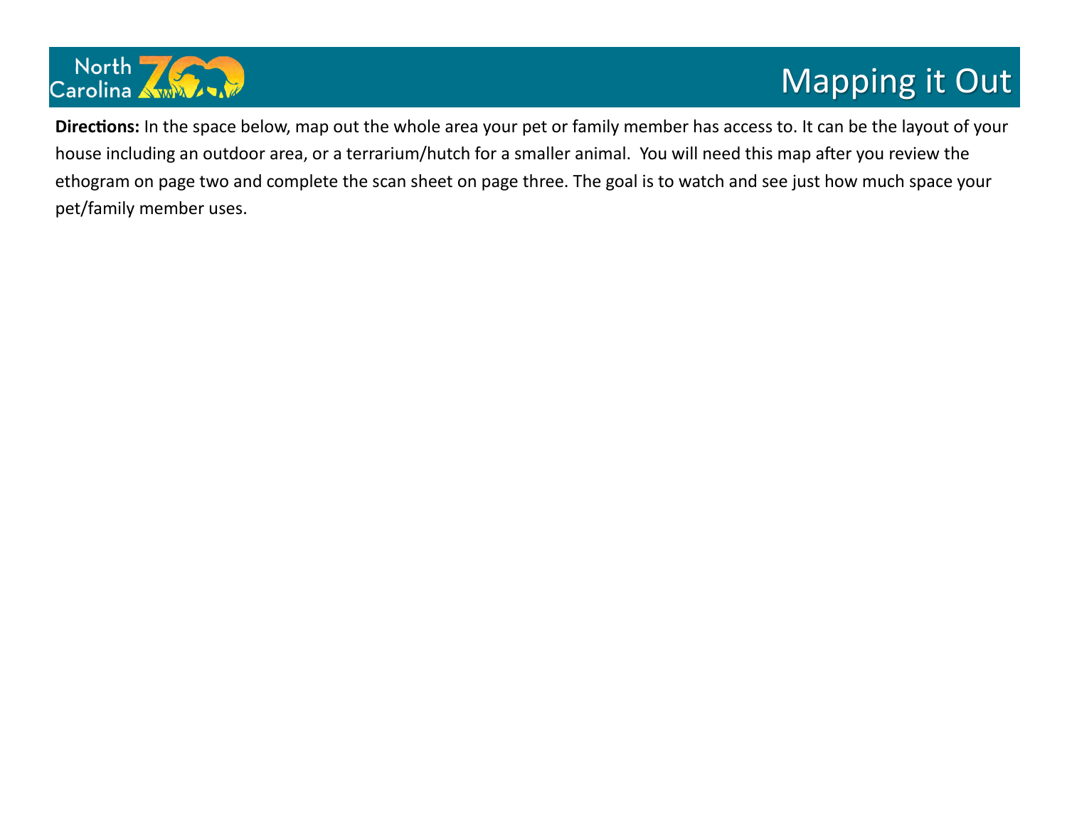North Carolina ZOO

# Mapping it Out

**Directions:** In the space below, map out the whole area your pet or family member has access to. It can be the layout of your house including an outdoor area, or a terrarium/hutch for a smaller animal.  You will need this map after you review the ethogram on page two and complete the scan sheet on page three. The goal is to watch and see just how much space your pet/family member uses.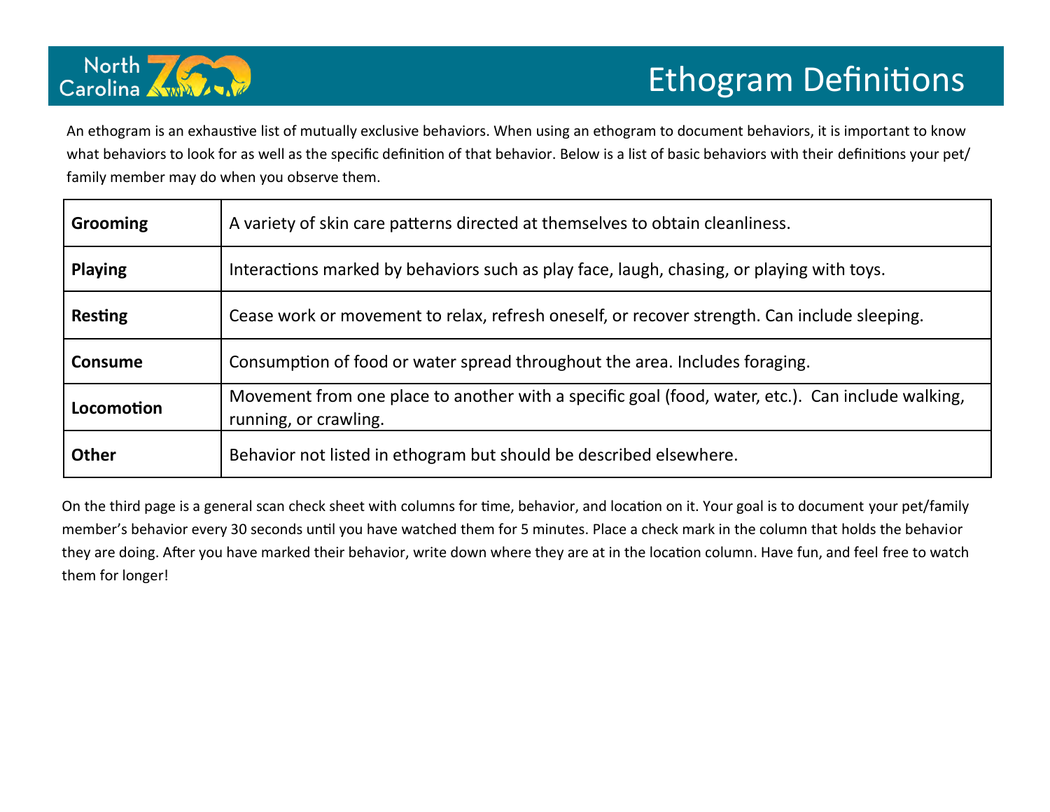North Carolina ZOO

# Ethogram Definitions

An ethogram is an exhaustive list of mutually exclusive behaviors. When using an ethogram to document behaviors, it is important to know what behaviors to look for as well as the specific definition of that behavior. Below is a list of basic behaviors with their definitions your pet/family member may do when you observe them.

| | |
|---|---|
| **Grooming** | A variety of skin care patterns directed at themselves to obtain cleanliness. |
| **Playing** | Interactions marked by behaviors such as play face, laugh, chasing, or playing with toys. |
| **Resting** | Cease work or movement to relax, refresh oneself, or recover strength. Can include sleeping. |
| **Consume** | Consumption of food or water spread throughout the area. Includes foraging. |
| **Locomotion** | Movement from one place to another with a specific goal (food, water, etc.). Can include walking, running, or crawling. |
| **Other** | Behavior not listed in ethogram but should be described elsewhere. |

On the third page is a general scan check sheet with columns for time, behavior, and location on it. Your goal is to document your pet/family member's behavior every 30 seconds until you have watched them for 5 minutes. Place a check mark in the column that holds the behavior they are doing. After you have marked their behavior, write down where they are at in the location column. Have fun, and feel free to watch them for longer!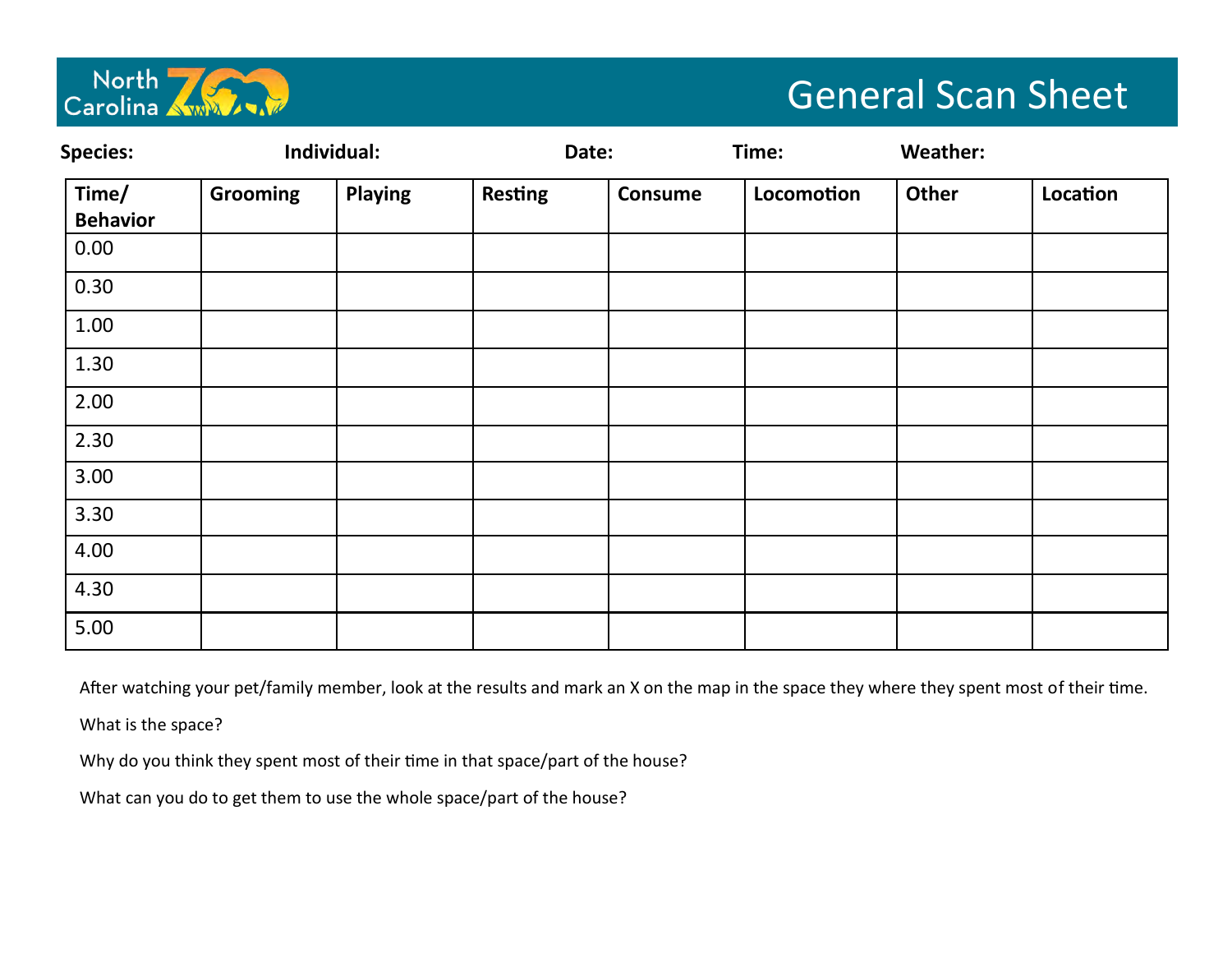North Carolina ZOO

# General Scan Sheet

**Species:** **Individual:** **Date:** **Time:** **Weather:**

| Time/ Behavior | Grooming | Playing | Resting | Consume | Locomotion | Other | Location |
|---|---|---|---|---|---|---|---|
| 0.00 | | | | | | | |
| 0.30 | | | | | | | |
| 1.00 | | | | | | | |
| 1.30 | | | | | | | |
| 2.00 | | | | | | | |
| 2.30 | | | | | | | |
| 3.00 | | | | | | | |
| 3.30 | | | | | | | |
| 4.00 | | | | | | | |
| 4.30 | | | | | | | |
| 5.00 | | | | | | | |

After watching your pet/family member, look at the results and mark an X on the map in the space they where they spent most of their time.

What is the space?

Why do you think they spent most of their time in that space/part of the house?

What can you do to get them to use the whole space/part of the house?